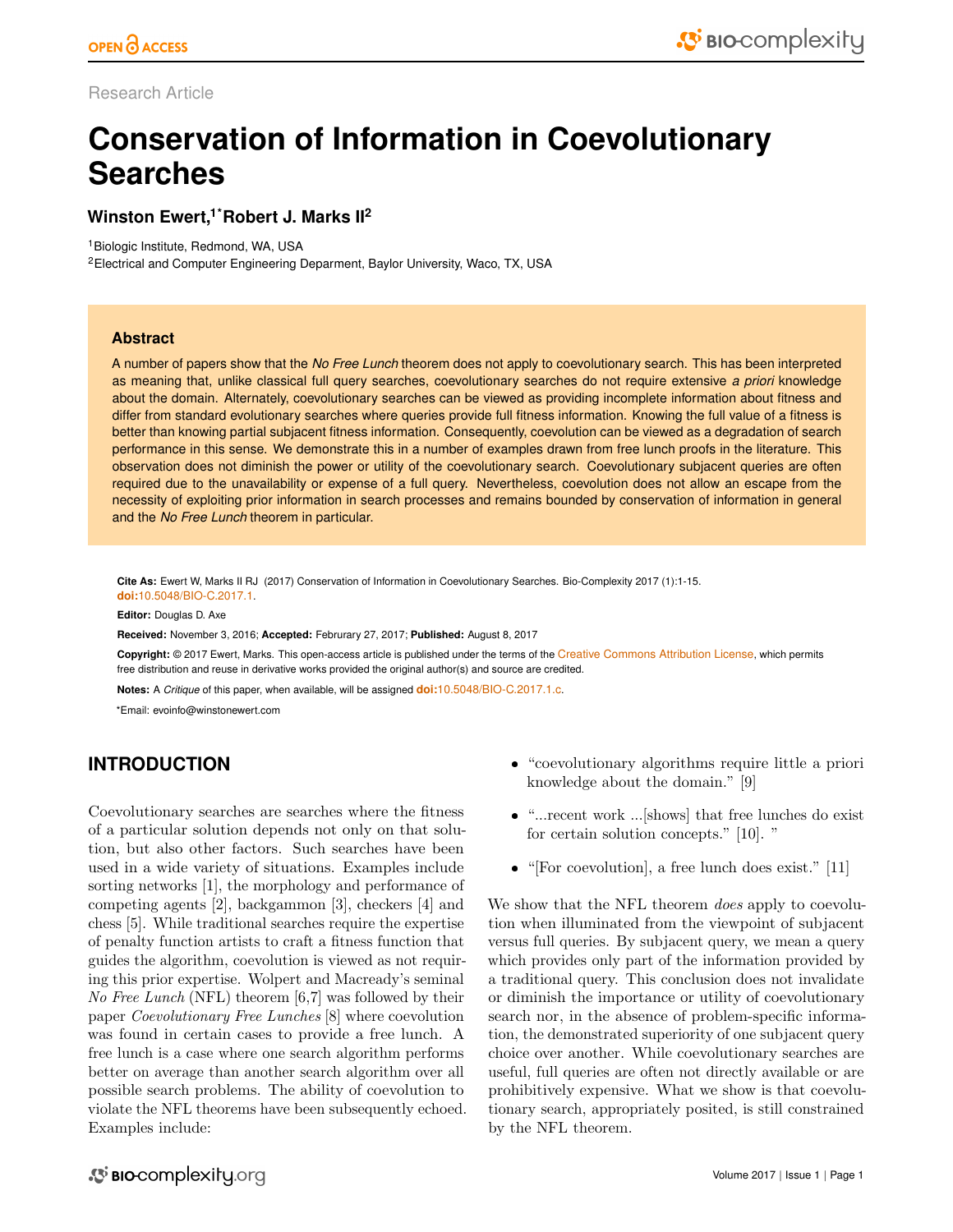Research Article

# Conservation of Information in Coevolutionary Searches

**Winston Ewert,[1*] Robert J. Marks II[2]**

[1]Biologic Institute, Redmond, WA, USA
[2]Electrical and Computer Engineering Deparment, Baylor University, Waco, TX, USA

### Abstract

A number of papers show that the *No Free Lunch* theorem does not apply to coevolutionary search. This has been interpreted as meaning that, unlike classical full query searches, coevolutionary searches do not require extensive *a priori* knowledge about the domain. Alternately, coevolutionary searches can be viewed as providing incomplete information about fitness and differ from standard evolutionary searches where queries provide full fitness information. Knowing the full value of a fitness is better than knowing partial subjacent fitness information. Consequently, coevolution can be viewed as a degradation of search performance in this sense. We demonstrate this in a number of examples drawn from free lunch proofs in the literature. This observation does not diminish the power or utility of the coevolutionary search. Coevolutionary subjacent queries are often required due to the unavailability or expense of a full query. Nevertheless, coevolution does not allow an escape from the necessity of exploiting prior information in search processes and remains bounded by conservation of information in general and the *No Free Lunch* theorem in particular.

**Cite As:** Ewert W, Marks II RJ (2017) Conservation of Information in Coevolutionary Searches. Bio-Complexity 2017 (1):1-15. **doi:**10.5048/BIO-C.2017.1.

**Editor:** Douglas D. Axe

**Received:** November 3, 2016; **Accepted:** Februrary 27, 2017; **Published:** August 8, 2017

**Copyright:** © 2017 Ewert, Marks. This open-access article is published under the terms of the Creative Commons Attribution License, which permits free distribution and reuse in derivative works provided the original author(s) and source are credited.

**Notes:** A *Critique* of this paper, when available, will be assigned **doi:**10.5048/BIO-C.2017.1.c.

*Email: evoinfo@winstonewert.com

## INTRODUCTION

Coevolutionary searches are searches where the fitness of a particular solution depends not only on that solution, but also other factors. Such searches have been used in a wide variety of situations. Examples include sorting networks [1], the morphology and performance of competing agents [2], backgammon [3], checkers [4] and chess [5]. While traditional searches require the expertise of penalty function artists to craft a fitness function that guides the algorithm, coevolution is viewed as not requiring this prior expertise. Wolpert and Macready's seminal *No Free Lunch* (NFL) theorem [6,7] was followed by their paper *Coevolutionary Free Lunches* [8] where coevolution was found in certain cases to provide a free lunch. A free lunch is a case where one search algorithm performs better on average than another search algorithm over all possible search problems. The ability of coevolution to violate the NFL theorems have been subsequently echoed. Examples include:

- "coevolutionary algorithms require little a priori knowledge about the domain." [9]
- "...recent work ...[shows] that free lunches do exist for certain solution concepts." [10]. "
- "[For coevolution], a free lunch does exist." [11]

We show that the NFL theorem *does* apply to coevolution when illuminated from the viewpoint of subjacent versus full queries. By subjacent query, we mean a query which provides only part of the information provided by a traditional query. This conclusion does not invalidate or diminish the importance or utility of coevolutionary search nor, in the absence of problem-specific information, the demonstrated superiority of one subjacent query choice over another. While coevolutionary searches are useful, full queries are often not directly available or are prohibitively expensive. What we show is that coevolutionary search, appropriately posited, is still constrained by the NFL theorem.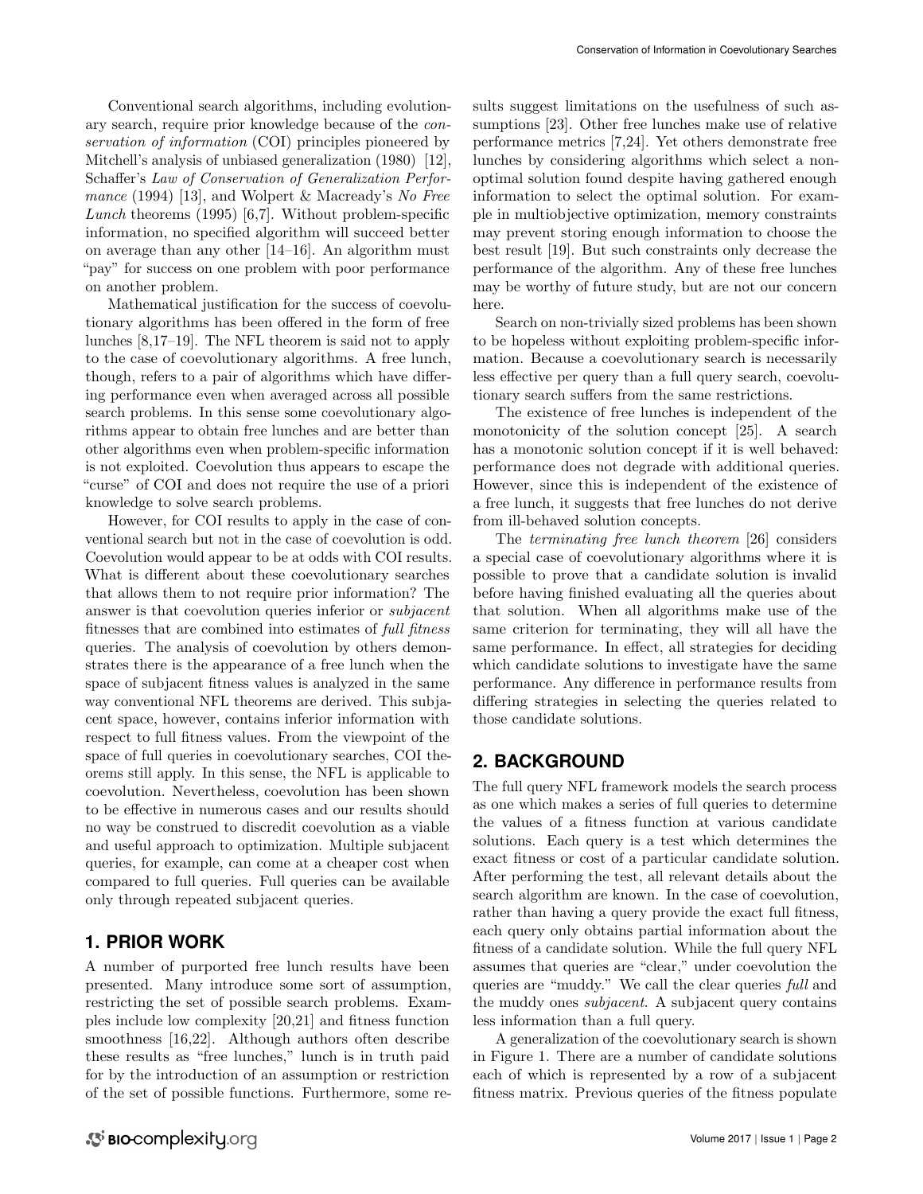Conventional search algorithms, including evolutionary search, require prior knowledge because of the *conservation of information* (COI) principles pioneered by Mitchell's analysis of unbiased generalization (1980) [12], Schaffer's *Law of Conservation of Generalization Performance* (1994) [13], and Wolpert & Macready's *No Free Lunch* theorems (1995) [6,7]. Without problem-specific information, no specified algorithm will succeed better on average than any other [14–16]. An algorithm must "pay" for success on one problem with poor performance on another problem.

Mathematical justification for the success of coevolutionary algorithms has been offered in the form of free lunches [8,17–19]. The NFL theorem is said not to apply to the case of coevolutionary algorithms. A free lunch, though, refers to a pair of algorithms which have differing performance even when averaged across all possible search problems. In this sense some coevolutionary algorithms appear to obtain free lunches and are better than other algorithms even when problem-specific information is not exploited. Coevolution thus appears to escape the "curse" of COI and does not require the use of a priori knowledge to solve search problems.

However, for COI results to apply in the case of conventional search but not in the case of coevolution is odd. Coevolution would appear to be at odds with COI results. What is different about these coevolutionary searches that allows them to not require prior information? The answer is that coevolution queries inferior or *subjacent* fitnesses that are combined into estimates of *full fitness* queries. The analysis of coevolution by others demonstrates there is the appearance of a free lunch when the space of subjacent fitness values is analyzed in the same way conventional NFL theorems are derived. This subjacent space, however, contains inferior information with respect to full fitness values. From the viewpoint of the space of full queries in coevolutionary searches, COI theorems still apply. In this sense, the NFL is applicable to coevolution. Nevertheless, coevolution has been shown to be effective in numerous cases and our results should no way be construed to discredit coevolution as a viable and useful approach to optimization. Multiple subjacent queries, for example, can come at a cheaper cost when compared to full queries. Full queries can be available only through repeated subjacent queries.

## 1. PRIOR WORK

A number of purported free lunch results have been presented. Many introduce some sort of assumption, restricting the set of possible search problems. Examples include low complexity [20,21] and fitness function smoothness [16,22]. Although authors often describe these results as "free lunches," lunch is in truth paid for by the introduction of an assumption or restriction of the set of possible functions. Furthermore, some results suggest limitations on the usefulness of such assumptions [23]. Other free lunches make use of relative performance metrics [7,24]. Yet others demonstrate free lunches by considering algorithms which select a non-optimal solution found despite having gathered enough information to select the optimal solution. For example in multiobjective optimization, memory constraints may prevent storing enough information to choose the best result [19]. But such constraints only decrease the performance of the algorithm. Any of these free lunches may be worthy of future study, but are not our concern here.

Search on non-trivially sized problems has been shown to be hopeless without exploiting problem-specific information. Because a coevolutionary search is necessarily less effective per query than a full query search, coevolutionary search suffers from the same restrictions.

The existence of free lunches is independent of the monotonicity of the solution concept [25]. A search has a monotonic solution concept if it is well behaved: performance does not degrade with additional queries. However, since this is independent of the existence of a free lunch, it suggests that free lunches do not derive from ill-behaved solution concepts.

The *terminating free lunch theorem* [26] considers a special case of coevolutionary algorithms where it is possible to prove that a candidate solution is invalid before having finished evaluating all the queries about that solution. When all algorithms make use of the same criterion for terminating, they will all have the same performance. In effect, all strategies for deciding which candidate solutions to investigate have the same performance. Any difference in performance results from differing strategies in selecting the queries related to those candidate solutions.

## 2. BACKGROUND

The full query NFL framework models the search process as one which makes a series of full queries to determine the values of a fitness function at various candidate solutions. Each query is a test which determines the exact fitness or cost of a particular candidate solution. After performing the test, all relevant details about the search algorithm are known. In the case of coevolution, rather than having a query provide the exact full fitness, each query only obtains partial information about the fitness of a candidate solution. While the full query NFL assumes that queries are "clear," under coevolution the queries are "muddy." We call the clear queries *full* and the muddy ones *subjacent*. A subjacent query contains less information than a full query.

A generalization of the coevolutionary search is shown in Figure 1. There are a number of candidate solutions each of which is represented by a row of a subjacent fitness matrix. Previous queries of the fitness populate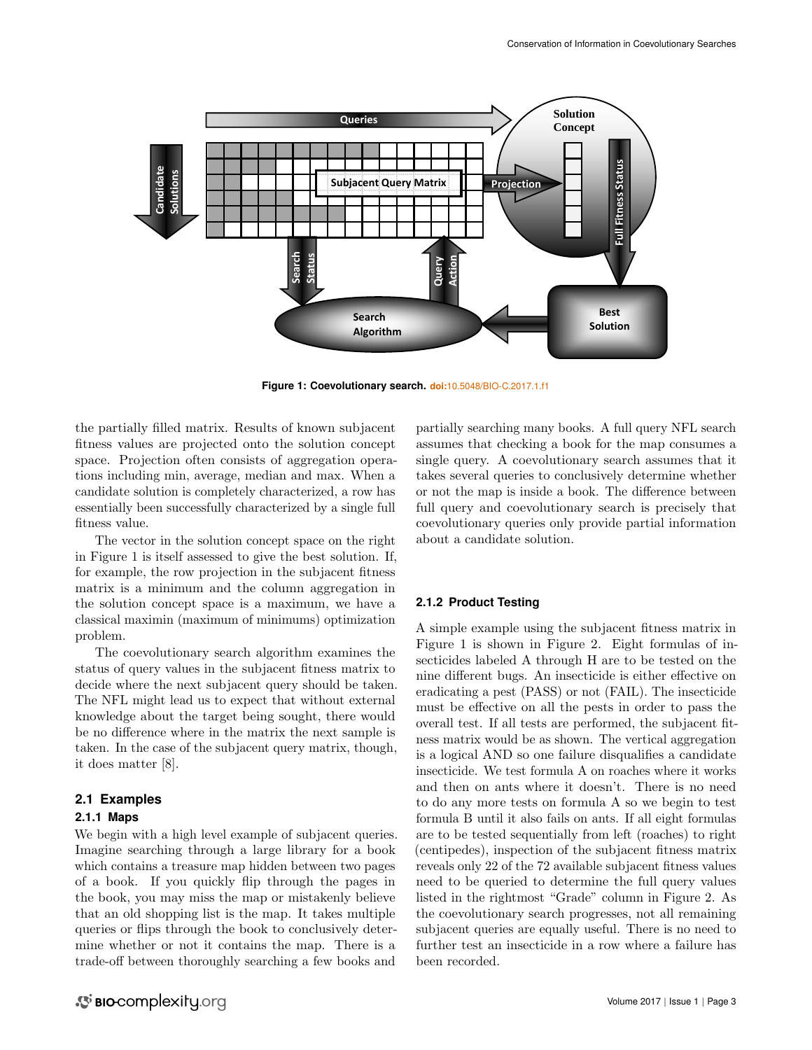Figure 1: Coevolutionary search. doi:10.5048/BIO-C.2017.1.f1

the partially filled matrix. Results of known subjacent fitness values are projected onto the solution concept space. Projection often consists of aggregation operations including min, average, median and max. When a candidate solution is completely characterized, a row has essentially been successfully characterized by a single full fitness value.

The vector in the solution concept space on the right in Figure 1 is itself assessed to give the best solution. If, for example, the row projection in the subjacent fitness matrix is a minimum and the column aggregation in the solution concept space is a maximum, we have a classical maximin (maximum of minimums) optimization problem.

The coevolutionary search algorithm examines the status of query values in the subjacent fitness matrix to decide where the next subjacent query should be taken. The NFL might lead us to expect that without external knowledge about the target being sought, there would be no difference where in the matrix the next sample is taken. In the case of the subjacent query matrix, though, it does matter [8].

## 2.1 Examples

### 2.1.1 Maps

We begin with a high level example of subjacent queries. Imagine searching through a large library for a book which contains a treasure map hidden between two pages of a book. If you quickly flip through the pages in the book, you may miss the map or mistakenly believe that an old shopping list is the map. It takes multiple queries or flips through the book to conclusively determine whether or not it contains the map. There is a trade-off between thoroughly searching a few books and partially searching many books. A full query NFL search assumes that checking a book for the map consumes a single query. A coevolutionary search assumes that it takes several queries to conclusively determine whether or not the map is inside a book. The difference between full query and coevolutionary search is precisely that coevolutionary queries only provide partial information about a candidate solution.

### 2.1.2 Product Testing

A simple example using the subjacent fitness matrix in Figure 1 is shown in Figure 2. Eight formulas of insecticides labeled A through H are to be tested on the nine different bugs. An insecticide is either effective on eradicating a pest (PASS) or not (FAIL). The insecticide must be effective on all the pests in order to pass the overall test. If all tests are performed, the subjacent fitness matrix would be as shown. The vertical aggregation is a logical AND so one failure disqualifies a candidate insecticide. We test formula A on roaches where it works and then on ants where it doesn't. There is no need to do any more tests on formula A so we begin to test formula B until it also fails on ants. If all eight formulas are to be tested sequentially from left (roaches) to right (centipedes), inspection of the subjacent fitness matrix reveals only 22 of the 72 available subjacent fitness values need to be queried to determine the full query values listed in the rightmost "Grade" column in Figure 2. As the coevolutionary search progresses, not all remaining subjacent queries are equally useful. There is no need to further test an insecticide in a row where a failure has been recorded.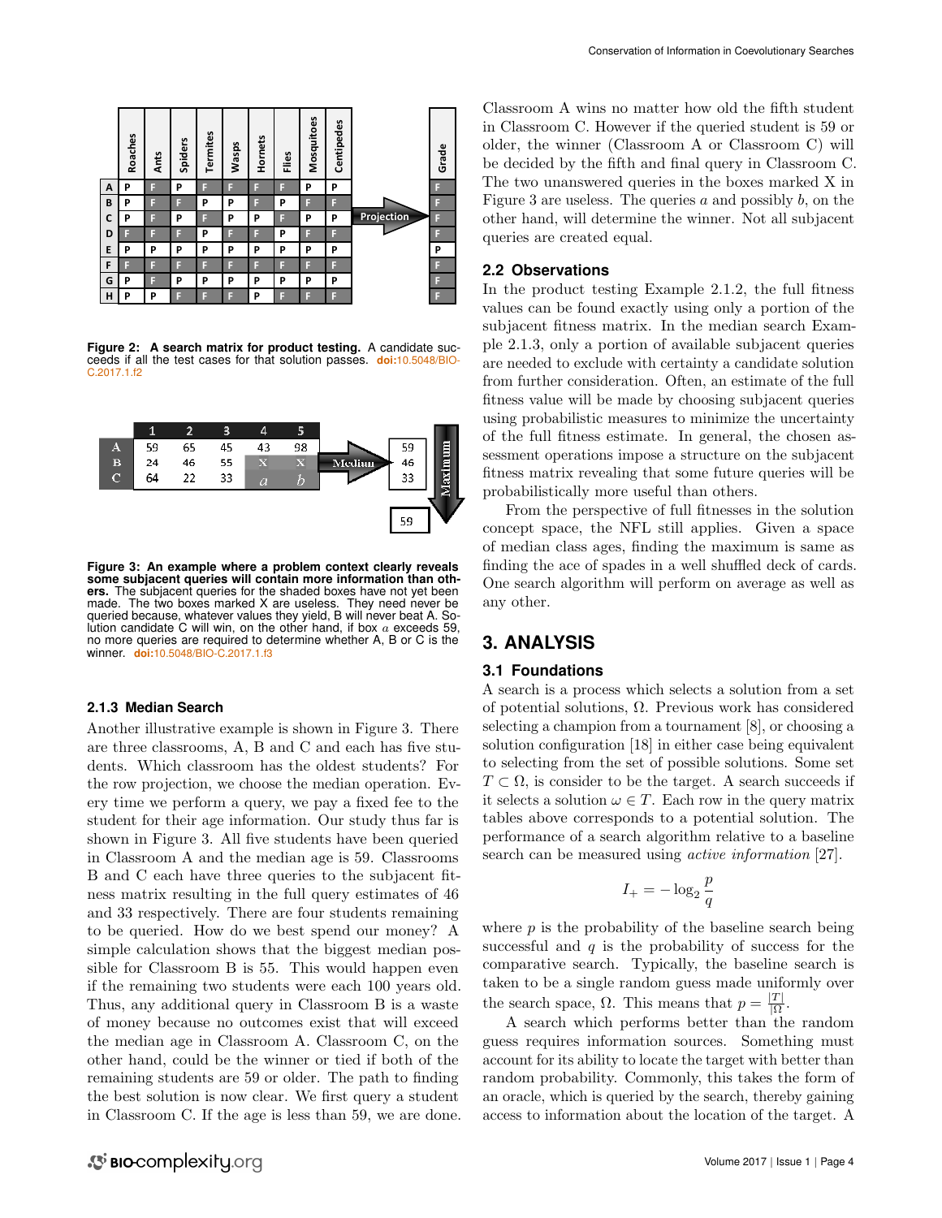| | Roaches | Ants | Spiders | Termites | Wasps | Hornets | Flies | Mosquitoes | Centipedes | | Grade |
|---|---|---|---|---|---|---|---|---|---|---|---|
| A | P | F | P | F | F | F | F | P | P | | F |
| B | P | F | F | P | P | F | P | F | F | | F |
| C | P | F | P | F | P | P | F | P | P | Projection | F |
| D | F | F | F | P | F | F | P | F | F | | F |
| E | P | P | P | P | P | P | P | P | P | | P |
| F | F | F | F | F | F | F | F | F | F | | F |
| G | P | F | P | P | P | P | P | P | P | | F |
| H | P | P | F | F | F | P | F | F | F | | F |

**Figure 2: A search matrix for product testing.** A candidate succeeds if all the test cases for that solution passes. **doi:**10.5048/BIO-C.2017.1.f2

| | 1 | 2 | 3 | 4 | 5 | Median | |
|---|---|---|---|---|---|---|---|
| A | 59 | 65 | 45 | 43 | 98 | | 59 |
| B | 24 | 46 | 55 | X | X | | 46 |
| C | 64 | 22 | 33 | $a$ | $b$ | | 33 |

Maximum: 59

**Figure 3: An example where a problem context clearly reveals some subjacent queries will contain more information than others.** The subjacent queries for the shaded boxes have not yet been made. The two boxes marked X are useless. They need never be queried because, whatever values they yield, B will never beat A. Solution candidate C will win, on the other hand, if box $a$ exceeds 59, no more queries are required to determine whether A, B or C is the winner. **doi:**10.5048/BIO-C.2017.1.f3

### 2.1.3 Median Search

Another illustrative example is shown in Figure 3. There are three classrooms, A, B and C and each has five students. Which classroom has the oldest students? For the row projection, we choose the median operation. Every time we perform a query, we pay a fixed fee to the student for their age information. Our study thus far is shown in Figure 3. All five students have been queried in Classroom A and the median age is 59. Classrooms B and C each have three queries to the subjacent fitness matrix resulting in the full query estimates of 46 and 33 respectively. There are four students remaining to be queried. How do we best spend our money? A simple calculation shows that the biggest median possible for Classroom B is 55. This would happen even if the remaining two students were each 100 years old. Thus, any additional query in Classroom B is a waste of money because no outcomes exist that will exceed the median age in Classroom A. Classroom C, on the other hand, could be the winner or tied if both of the remaining students are 59 or older. The path to finding the best solution is now clear. We first query a student in Classroom C. If the age is less than 59, we are done. Classroom A wins no matter how old the fifth student in Classroom C. However if the queried student is 59 or older, the winner (Classroom A or Classroom C) will be decided by the fifth and final query in Classroom C. The two unanswered queries in the boxes marked X in Figure 3 are useless. The queries $a$ and possibly $b$, on the other hand, will determine the winner. Not all subjacent queries are created equal.

## 2.2 Observations

In the product testing Example 2.1.2, the full fitness values can be found exactly using only a portion of the subjacent fitness matrix. In the median search Example 2.1.3, only a portion of available subjacent queries are needed to exclude with certainty a candidate solution from further consideration. Often, an estimate of the full fitness value will be made by choosing subjacent queries using probabilistic measures to minimize the uncertainty of the full fitness estimate. In general, the chosen assessment operations impose a structure on the subjacent fitness matrix revealing that some future queries will be probabilistically more useful than others.

From the perspective of full fitnesses in the solution concept space, the NFL still applies. Given a space of median class ages, finding the maximum is same as finding the ace of spades in a well shuffled deck of cards. One search algorithm will perform on average as well as any other.

# 3. ANALYSIS

## 3.1 Foundations

A search is a process which selects a solution from a set of potential solutions, $\Omega$. Previous work has considered selecting a champion from a tournament [8], or choosing a solution configuration [18] in either case being equivalent to selecting from the set of possible solutions. Some set $T \subset \Omega$, is consider to be the target. A search succeeds if it selects a solution $\omega \in T$. Each row in the query matrix tables above corresponds to a potential solution. The performance of a search algorithm relative to a baseline search can be measured using *active information* [27].

$$I_+ = -\log_2 \frac{p}{q}$$

where $p$ is the probability of the baseline search being successful and $q$ is the probability of success for the comparative search. Typically, the baseline search is taken to be a single random guess made uniformly over the search space, $\Omega$. This means that $p = \frac{|T|}{|\Omega|}$.

A search which performs better than the random guess requires information sources. Something must account for its ability to locate the target with better than random probability. Commonly, this takes the form of an oracle, which is queried by the search, thereby gaining access to information about the location of the target. A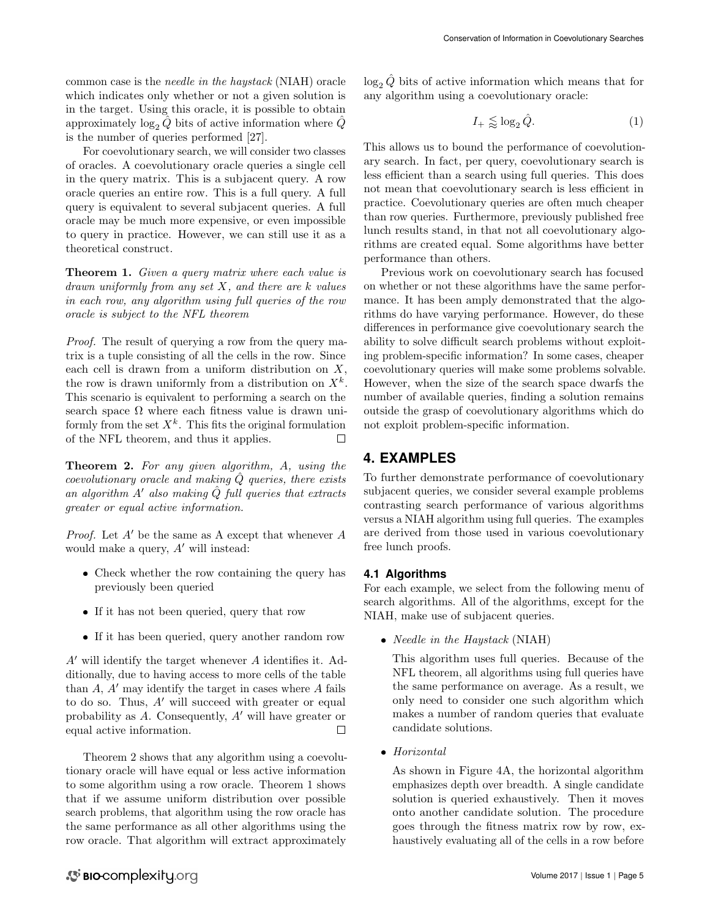common case is the *needle in the haystack* (NIAH) oracle which indicates only whether or not a given solution is in the target. Using this oracle, it is possible to obtain approximately $\log_2 \hat{Q}$ bits of active information where $\hat{Q}$ is the number of queries performed [27].

For coevolutionary search, we will consider two classes of oracles. A coevolutionary oracle queries a single cell in the query matrix. This is a subjacent query. A row oracle queries an entire row. This is a full query. A full query is equivalent to several subjacent queries. A full oracle may be much more expensive, or even impossible to query in practice. However, we can still use it as a theoretical construct.

**Theorem 1.** *Given a query matrix where each value is drawn uniformly from any set $X$, and there are $k$ values in each row, any algorithm using full queries of the row oracle is subject to the NFL theorem*

*Proof.* The result of querying a row from the query matrix is a tuple consisting of all the cells in the row. Since each cell is drawn from a uniform distribution on $X$, the row is drawn uniformly from a distribution on $X^k$. This scenario is equivalent to performing a search on the search space $\Omega$ where each fitness value is drawn uniformly from the set $X^k$. This fits the original formulation of the NFL theorem, and thus it applies. □

**Theorem 2.** *For any given algorithm, $A$, using the coevolutionary oracle and making $\hat{Q}$ queries, there exists an algorithm $A'$ also making $\hat{Q}$ full queries that extracts greater or equal active information.*

*Proof.* Let $A'$ be the same as A except that whenever $A$ would make a query, $A'$ will instead:

- Check whether the row containing the query has previously been queried
- If it has not been queried, query that row
- If it has been queried, query another random row

$A'$ will identify the target whenever $A$ identifies it. Additionally, due to having access to more cells of the table than $A$, $A'$ may identify the target in cases where $A$ fails to do so. Thus, $A'$ will succeed with greater or equal probability as $A$. Consequently, $A'$ will have greater or equal active information. □

Theorem 2 shows that any algorithm using a coevolutionary oracle will have equal or less active information to some algorithm using a row oracle. Theorem 1 shows that if we assume uniform distribution over possible search problems, that algorithm using the row oracle has the same performance as all other algorithms using the row oracle. That algorithm will extract approximately $\log_2 \hat{Q}$ bits of active information which means that for any algorithm using a coevolutionary oracle:

$$I_+ \lessapprox \log_2 \hat{Q}. \tag{1}$$

This allows us to bound the performance of coevolutionary search. In fact, per query, coevolutionary search is less efficient than a search using full queries. This does not mean that coevolutionary search is less efficient in practice. Coevolutionary queries are often much cheaper than row queries. Furthermore, previously published free lunch results stand, in that not all coevolutionary algorithms are created equal. Some algorithms have better performance than others.

Previous work on coevolutionary search has focused on whether or not these algorithms have the same performance. It has been amply demonstrated that the algorithms do have varying performance. However, do these differences in performance give coevolutionary search the ability to solve difficult search problems without exploiting problem-specific information? In some cases, cheaper coevolutionary queries will make some problems solvable. However, when the size of the search space dwarfs the number of available queries, finding a solution remains outside the grasp of coevolutionary algorithms which do not exploit problem-specific information.

## 4. EXAMPLES

To further demonstrate performance of coevolutionary subjacent queries, we consider several example problems contrasting search performance of various algorithms versus a NIAH algorithm using full queries. The examples are derived from those used in various coevolutionary free lunch proofs.

### 4.1 Algorithms

For each example, we select from the following menu of search algorithms. All of the algorithms, except for the NIAH, make use of subjacent queries.

- *Needle in the Haystack* (NIAH)

  This algorithm uses full queries. Because of the NFL theorem, all algorithms using full queries have the same performance on average. As a result, we only need to consider one such algorithm which makes a number of random queries that evaluate candidate solutions.

- *Horizontal*

  As shown in Figure 4A, the horizontal algorithm emphasizes depth over breadth. A single candidate solution is queried exhaustively. Then it moves onto another candidate solution. The procedure goes through the fitness matrix row by row, exhaustively evaluating all of the cells in a row before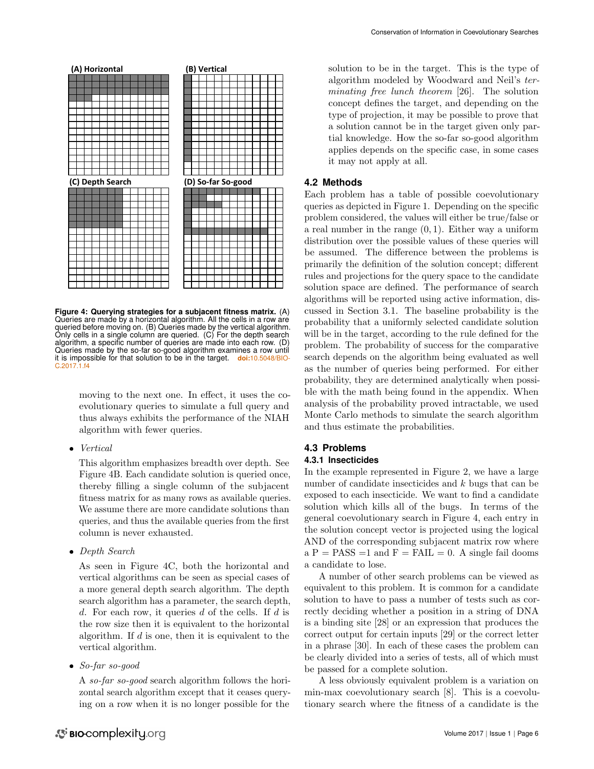**Figure 4: Querying strategies for a subjacent fitness matrix.** (A) Queries are made by a horizontal algorithm. All the cells in a row are queried before moving on. (B) Queries made by the vertical algorithm. Only cells in a single column are queried. (C) For the depth search algorithm, a specific number of queries are made into each row. (D) Queries made by the so-far so-good algorithm examines a row until it is impossible for that solution to be in the target. doi:10.5048/BIO-C.2017.1.f4

moving to the next one. In effect, it uses the coevolutionary queries to simulate a full query and thus always exhibits the performance of the NIAH algorithm with fewer queries.

- *Vertical*

  This algorithm emphasizes breadth over depth. See Figure 4B. Each candidate solution is queried once, thereby filling a single column of the subjacent fitness matrix for as many rows as available queries. We assume there are more candidate solutions than queries, and thus the available queries from the first column is never exhausted.

- *Depth Search*

  As seen in Figure 4C, both the horizontal and vertical algorithms can be seen as special cases of a more general depth search algorithm. The depth search algorithm has a parameter, the search depth, $d$. For each row, it queries $d$ of the cells. If $d$ is the row size then it is equivalent to the horizontal algorithm. If $d$ is one, then it is equivalent to the vertical algorithm.

- *So-far so-good*

  A *so-far so-good* search algorithm follows the horizontal search algorithm except that it ceases querying on a row when it is no longer possible for the solution to be in the target. This is the type of algorithm modeled by Woodward and Neil's *terminating free lunch theorem* [26]. The solution concept defines the target, and depending on the type of projection, it may be possible to prove that a solution cannot be in the target given only partial knowledge. How the so-far so-good algorithm applies depends on the specific case, in some cases it may not apply at all.

## 4.2 Methods

Each problem has a table of possible coevolutionary queries as depicted in Figure 1. Depending on the specific problem considered, the values will either be true/false or a real number in the range $(0, 1)$. Either way a uniform distribution over the possible values of these queries will be assumed. The difference between the problems is primarily the definition of the solution concept; different rules and projections for the query space to the candidate solution space are defined. The performance of search algorithms will be reported using active information, discussed in Section 3.1. The baseline probability is the probability that a uniformly selected candidate solution will be in the target, according to the rule defined for the problem. The probability of success for the comparative search depends on the algorithm being evaluated as well as the number of queries being performed. For either probability, they are determined analytically when possible with the math being found in the appendix. When analysis of the probability proved intractable, we used Monte Carlo methods to simulate the search algorithm and thus estimate the probabilities.

## 4.3 Problems

### 4.3.1 Insecticides

In the example represented in Figure 2, we have a large number of candidate insecticides and $k$ bugs that can be exposed to each insecticide. We want to find a candidate solution which kills all of the bugs. In terms of the general coevolutionary search in Figure 4, each entry in the solution concept vector is projected using the logical AND of the corresponding subjacent matrix row where a P = PASS =1 and F = FAIL = 0. A single fail dooms a candidate to lose.

A number of other search problems can be viewed as equivalent to this problem. It is common for a candidate solution to have to pass a number of tests such as correctly deciding whether a position in a string of DNA is a binding site [28] or an expression that produces the correct output for certain inputs [29] or the correct letter in a phrase [30]. In each of these cases the problem can be clearly divided into a series of tests, all of which must be passed for a complete solution.

A less obviously equivalent problem is a variation on min-max coevolutionary search [8]. This is a coevolutionary search where the fitness of a candidate is the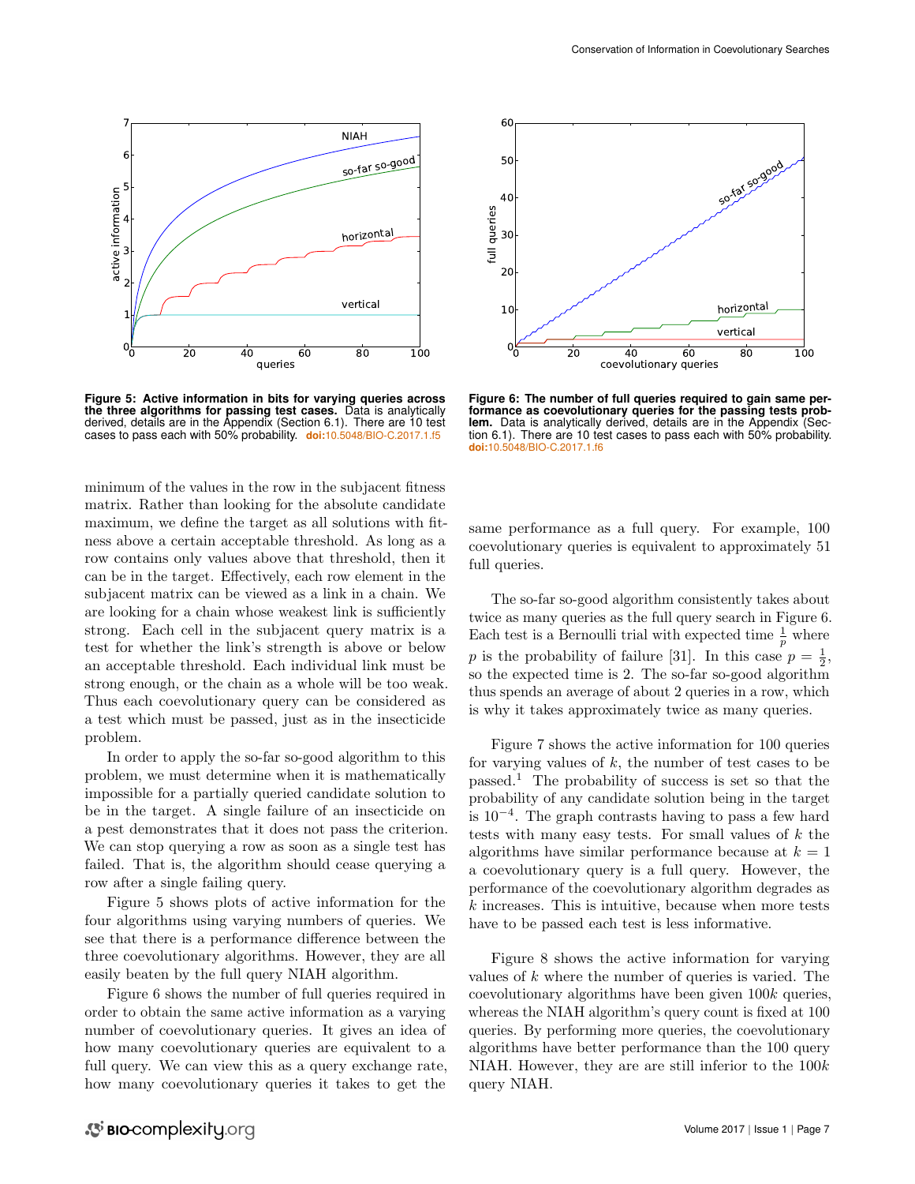**Figure 5: Active information in bits for varying queries across the three algorithms for passing test cases.** Data is analytically derived, details are in the Appendix (Section 6.1). There are 10 test cases to pass each with 50% probability. doi:10.5048/BIO-C.2017.1.f5

**Figure 6: The number of full queries required to gain same performance as coevolutionary queries for the passing tests problem.** Data is analytically derived, details are in the Appendix (Section 6.1). There are 10 test cases to pass each with 50% probability. doi:10.5048/BIO-C.2017.1.f6

minimum of the values in the row in the subjacent fitness matrix. Rather than looking for the absolute candidate maximum, we define the target as all solutions with fitness above a certain acceptable threshold. As long as a row contains only values above that threshold, then it can be in the target. Effectively, each row element in the subjacent matrix can be viewed as a link in a chain. We are looking for a chain whose weakest link is sufficiently strong. Each cell in the subjacent query matrix is a test for whether the link's strength is above or below an acceptable threshold. Each individual link must be strong enough, or the chain as a whole will be too weak. Thus each coevolutionary query can be considered as a test which must be passed, just as in the insecticide problem.

In order to apply the so-far so-good algorithm to this problem, we must determine when it is mathematically impossible for a partially queried candidate solution to be in the target. A single failure of an insecticide on a pest demonstrates that it does not pass the criterion. We can stop querying a row as soon as a single test has failed. That is, the algorithm should cease querying a row after a single failing query.

Figure 5 shows plots of active information for the four algorithms using varying numbers of queries. We see that there is a performance difference between the three coevolutionary algorithms. However, they are all easily beaten by the full query NIAH algorithm.

Figure 6 shows the number of full queries required in order to obtain the same active information as a varying number of coevolutionary queries. It gives an idea of how many coevolutionary queries are equivalent to a full query. We can view this as a query exchange rate, how many coevolutionary queries it takes to get the same performance as a full query. For example, 100 coevolutionary queries is equivalent to approximately 51 full queries.

The so-far so-good algorithm consistently takes about twice as many queries as the full query search in Figure 6. Each test is a Bernoulli trial with expected time $\frac{1}{p}$ where $p$ is the probability of failure [31]. In this case $p = \frac{1}{2}$, so the expected time is 2. The so-far so-good algorithm thus spends an average of about 2 queries in a row, which is why it takes approximately twice as many queries.

Figure 7 shows the active information for 100 queries for varying values of $k$, the number of test cases to be passed.[1] The probability of success is set so that the probability of any candidate solution being in the target is $10^{-4}$. The graph contrasts having to pass a few hard tests with many easy tests. For small values of $k$ the algorithms have similar performance because at $k = 1$ a coevolutionary query is a full query. However, the performance of the coevolutionary algorithm degrades as $k$ increases. This is intuitive, because when more tests have to be passed each test is less informative.

Figure 8 shows the active information for varying values of $k$ where the number of queries is varied. The coevolutionary algorithms have been given $100k$ queries, whereas the NIAH algorithm's query count is fixed at 100 queries. By performing more queries, the coevolutionary algorithms have better performance than the 100 query NIAH. However, they are are still inferior to the $100k$ query NIAH.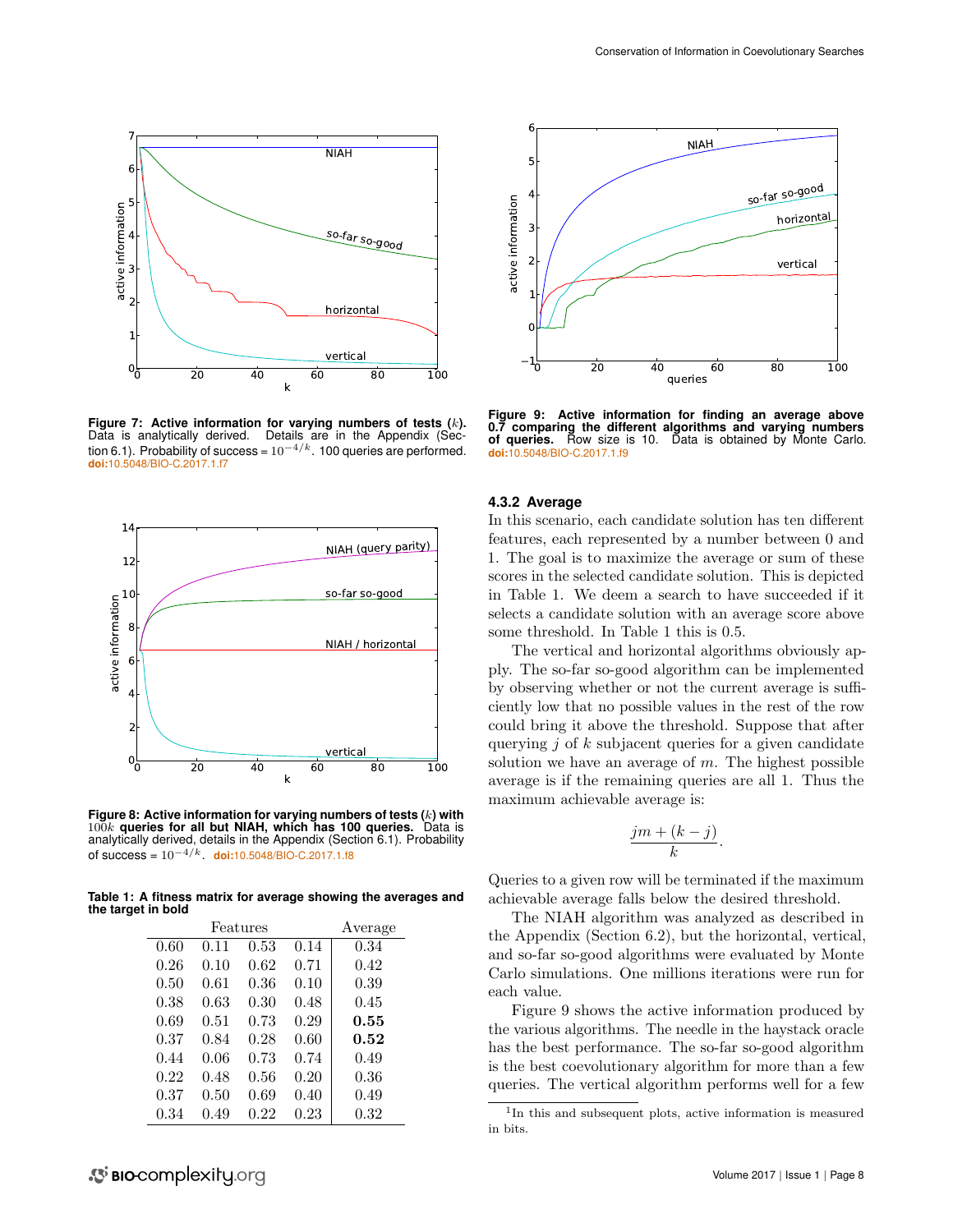**Figure 7: Active information for varying numbers of tests ($k$).** Data is analytically derived. Details are in the Appendix (Section 6.1). Probability of success = $10^{-4/k}$. 100 queries are performed. **doi:**10.5048/BIO-C.2017.1.f7

**Figure 8: Active information for varying numbers of tests ($k$) with $100k$ queries for all but NIAH, which has 100 queries.** Data is analytically derived, details in the Appendix (Section 6.1). Probability of success = $10^{-4/k}$. **doi:**10.5048/BIO-C.2017.1.f8

**Table 1: A fitness matrix for average showing the averages and the target in bold**

| Features | | | | Average |
|---|---|---|---|---|
| 0.60 | 0.11 | 0.53 | 0.14 | 0.34 |
| 0.26 | 0.10 | 0.62 | 0.71 | 0.42 |
| 0.50 | 0.61 | 0.36 | 0.10 | 0.39 |
| 0.38 | 0.63 | 0.30 | 0.48 | 0.45 |
| 0.69 | 0.51 | 0.73 | 0.29 | **0.55** |
| 0.37 | 0.84 | 0.28 | 0.60 | **0.52** |
| 0.44 | 0.06 | 0.73 | 0.74 | 0.49 |
| 0.22 | 0.48 | 0.56 | 0.20 | 0.36 |
| 0.37 | 0.50 | 0.69 | 0.40 | 0.49 |
| 0.34 | 0.49 | 0.22 | 0.23 | 0.32 |

**Figure 9: Active information for finding an average above 0.7 comparing the different algorithms and varying numbers of queries.** Row size is 10. Data is obtained by Monte Carlo. **doi:**10.5048/BIO-C.2017.1.f9

### 4.3.2 Average

In this scenario, each candidate solution has ten different features, each represented by a number between 0 and 1. The goal is to maximize the average or sum of these scores in the selected candidate solution. This is depicted in Table 1. We deem a search to have succeeded if it selects a candidate solution with an average score above some threshold. In Table 1 this is 0.5.

The vertical and horizontal algorithms obviously apply. The so-far so-good algorithm can be implemented by observing whether or not the current average is sufficiently low that no possible values in the rest of the row could bring it above the threshold. Suppose that after querying $j$ of $k$ subjacent queries for a given candidate solution we have an average of $m$. The highest possible average is if the remaining queries are all 1. Thus the maximum achievable average is:

$$\frac{jm + (k - j)}{k}.$$

Queries to a given row will be terminated if the maximum achievable average falls below the desired threshold.

The NIAH algorithm was analyzed as described in the Appendix (Section 6.2), but the horizontal, vertical, and so-far so-good algorithms were evaluated by Monte Carlo simulations. One millions iterations were run for each value.

Figure 9 shows the active information produced by the various algorithms. The needle in the haystack oracle has the best performance. The so-far so-good algorithm is the best coevolutionary algorithm for more than a few queries. The vertical algorithm performs well for a few

[1]In this and subsequent plots, active information is measured in bits.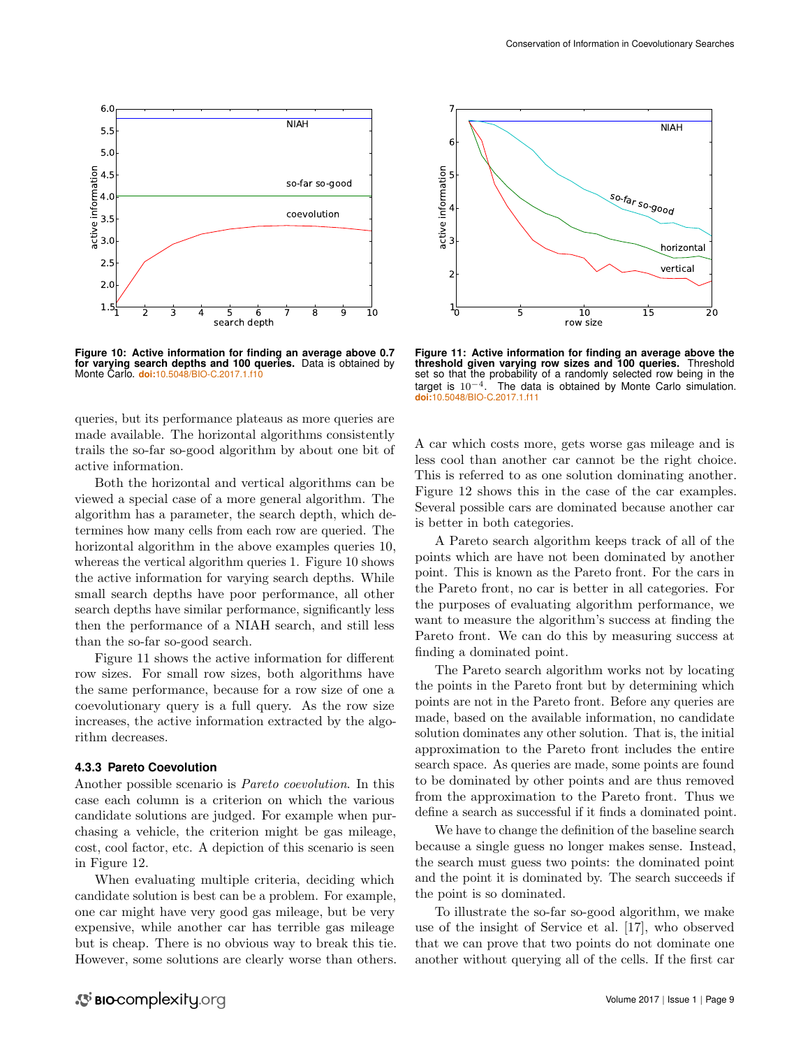**Figure 10: Active information for finding an average above 0.7 for varying search depths and 100 queries.** Data is obtained by Monte Carlo. doi:10.5048/BIO-C.2017.1.f10

**Figure 11: Active information for finding an average above the threshold given varying row sizes and 100 queries.** Threshold set so that the probability of a randomly selected row being in the target is $10^{-4}$. The data is obtained by Monte Carlo simulation. doi:10.5048/BIO-C.2017.1.f11

queries, but its performance plateaus as more queries are made available. The horizontal algorithms consistently trails the so-far so-good algorithm by about one bit of active information.

Both the horizontal and vertical algorithms can be viewed a special case of a more general algorithm. The algorithm has a parameter, the search depth, which determines how many cells from each row are queried. The horizontal algorithm in the above examples queries 10, whereas the vertical algorithm queries 1. Figure 10 shows the active information for varying search depths. While small search depths have poor performance, all other search depths have similar performance, significantly less then the performance of a NIAH search, and still less than the so-far so-good search.

Figure 11 shows the active information for different row sizes. For small row sizes, both algorithms have the same performance, because for a row size of one a coevolutionary query is a full query. As the row size increases, the active information extracted by the algorithm decreases.

#### 4.3.3 Pareto Coevolution

Another possible scenario is *Pareto coevolution*. In this case each column is a criterion on which the various candidate solutions are judged. For example when purchasing a vehicle, the criterion might be gas mileage, cost, cool factor, etc. A depiction of this scenario is seen in Figure 12.

When evaluating multiple criteria, deciding which candidate solution is best can be a problem. For example, one car might have very good gas mileage, but be very expensive, while another car has terrible gas mileage but is cheap. There is no obvious way to break this tie. However, some solutions are clearly worse than others. A car which costs more, gets worse gas mileage and is less cool than another car cannot be the right choice. This is referred to as one solution dominating another. Figure 12 shows this in the case of the car examples. Several possible cars are dominated because another car is better in both categories.

A Pareto search algorithm keeps track of all of the points which are have not been dominated by another point. This is known as the Pareto front. For the cars in the Pareto front, no car is better in all categories. For the purposes of evaluating algorithm performance, we want to measure the algorithm's success at finding the Pareto front. We can do this by measuring success at finding a dominated point.

The Pareto search algorithm works not by locating the points in the Pareto front but by determining which points are not in the Pareto front. Before any queries are made, based on the available information, no candidate solution dominates any other solution. That is, the initial approximation to the Pareto front includes the entire search space. As queries are made, some points are found to be dominated by other points and are thus removed from the approximation to the Pareto front. Thus we define a search as successful if it finds a dominated point.

We have to change the definition of the baseline search because a single guess no longer makes sense. Instead, the search must guess two points: the dominated point and the point it is dominated by. The search succeeds if the point is so dominated.

To illustrate the so-far so-good algorithm, we make use of the insight of Service et al. [17], who observed that we can prove that two points do not dominate one another without querying all of the cells. If the first car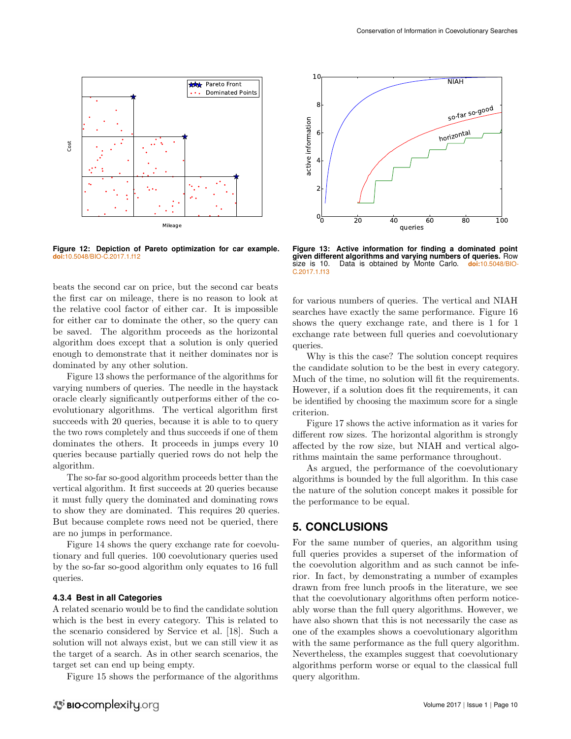**Figure 12: Depiction of Pareto optimization for car example.** doi:10.5048/BIO-C.2017.1.f12

**Figure 13: Active information for finding a dominated point given different algorithms and varying numbers of queries.** Row size is 10. Data is obtained by Monte Carlo. doi:10.5048/BIO-C.2017.1.f13

beats the second car on price, but the second car beats the first car on mileage, there is no reason to look at the relative cool factor of either car. It is impossible for either car to dominate the other, so the query can be saved. The algorithm proceeds as the horizontal algorithm does except that a solution is only queried enough to demonstrate that it neither dominates nor is dominated by any other solution.

Figure 13 shows the performance of the algorithms for varying numbers of queries. The needle in the haystack oracle clearly significantly outperforms either of the coevolutionary algorithms. The vertical algorithm first succeeds with 20 queries, because it is able to to query the two rows completely and thus succeeds if one of them dominates the others. It proceeds in jumps every 10 queries because partially queried rows do not help the algorithm.

The so-far so-good algorithm proceeds better than the vertical algorithm. It first succeeds at 20 queries because it must fully query the dominated and dominating rows to show they are dominated. This requires 20 queries. But because complete rows need not be queried, there are no jumps in performance.

Figure 14 shows the query exchange rate for coevolutionary and full queries. 100 coevolutionary queries used by the so-far so-good algorithm only equates to 16 full queries.

#### 4.3.4 Best in all Categories

A related scenario would be to find the candidate solution which is the best in every category. This is related to the scenario considered by Service et al. [18]. Such a solution will not always exist, but we can still view it as the target of a search. As in other search scenarios, the target set can end up being empty.

Figure 15 shows the performance of the algorithms for various numbers of queries. The vertical and NIAH searches have exactly the same performance. Figure 16 shows the query exchange rate, and there is 1 for 1 exchange rate between full queries and coevolutionary queries.

Why is this the case? The solution concept requires the candidate solution to be the best in every category. Much of the time, no solution will fit the requirements. However, if a solution does fit the requirements, it can be identified by choosing the maximum score for a single criterion.

Figure 17 shows the active information as it varies for different row sizes. The horizontal algorithm is strongly affected by the row size, but NIAH and vertical algorithms maintain the same performance throughout.

As argued, the performance of the coevolutionary algorithms is bounded by the full algorithm. In this case the nature of the solution concept makes it possible for the performance to be equal.

## 5. CONCLUSIONS

For the same number of queries, an algorithm using full queries provides a superset of the information of the coevolution algorithm and as such cannot be inferior. In fact, by demonstrating a number of examples drawn from free lunch proofs in the literature, we see that the coevolutionary algorithms often perform noticeably worse than the full query algorithms. However, we have also shown that this is not necessarily the case as one of the examples shows a coevolutionary algorithm with the same performance as the full query algorithm. Nevertheless, the examples suggest that coevolutionary algorithms perform worse or equal to the classical full query algorithm.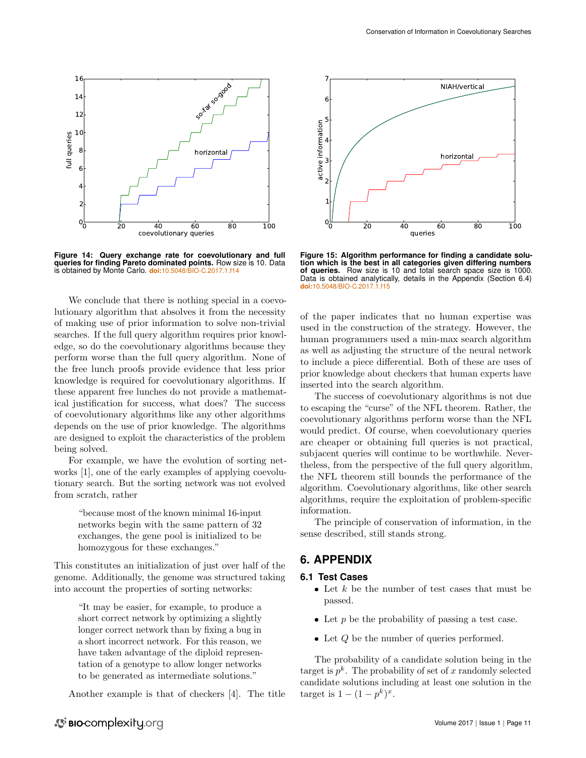**Figure 14: Query exchange rate for coevolutionary and full queries for finding Pareto dominated points.** Row size is 10. Data is obtained by Monte Carlo. **doi:**10.5048/BIO-C.2017.1.f14

**Figure 15: Algorithm performance for finding a candidate solution which is the best in all categories given differing numbers of queries.** Row size is 10 and total search space size is 1000. Data is obtained analytically, details in the Appendix (Section 6.4) **doi:**10.5048/BIO-C.2017.1.f15

We conclude that there is nothing special in a coevolutionary algorithm that absolves it from the necessity of making use of prior information to solve non-trivial searches. If the full query algorithm requires prior knowledge, so do the coevolutionary algorithms because they perform worse than the full query algorithm. None of the free lunch proofs provide evidence that less prior knowledge is required for coevolutionary algorithms. If these apparent free lunches do not provide a mathematical justification for success, what does? The success of coevolutionary algorithms like any other algorithms depends on the use of prior knowledge. The algorithms are designed to exploit the characteristics of the problem being solved.

For example, we have the evolution of sorting networks [1], one of the early examples of applying coevolutionary search. But the sorting network was not evolved from scratch, rather

> "because most of the known minimal 16-input networks begin with the same pattern of 32 exchanges, the gene pool is initialized to be homozygous for these exchanges."

This constitutes an initialization of just over half of the genome. Additionally, the genome was structured taking into account the properties of sorting networks:

> "It may be easier, for example, to produce a short correct network by optimizing a slightly longer correct network than by fixing a bug in a short incorrect network. For this reason, we have taken advantage of the diploid representation of a genotype to allow longer networks to be generated as intermediate solutions."

Another example is that of checkers [4]. The title of the paper indicates that no human expertise was used in the construction of the strategy. However, the human programmers used a min-max search algorithm as well as adjusting the structure of the neural network to include a piece differential. Both of these are uses of prior knowledge about checkers that human experts have inserted into the search algorithm.

The success of coevolutionary algorithms is not due to escaping the "curse" of the NFL theorem. Rather, the coevolutionary algorithms perform worse than the NFL would predict. Of course, when coevolutionary queries are cheaper or obtaining full queries is not practical, subjacent queries will continue to be worthwhile. Nevertheless, from the perspective of the full query algorithm, the NFL theorem still bounds the performance of the algorithm. Coevolutionary algorithms, like other search algorithms, require the exploitation of problem-specific information.

The principle of conservation of information, in the sense described, still stands strong.

# 6. APPENDIX

## 6.1 Test Cases

- Let $k$ be the number of test cases that must be passed.
- Let $p$ be the probability of passing a test case.
- Let $Q$ be the number of queries performed.

The probability of a candidate solution being in the target is $p^k$. The probability of set of $x$ randomly selected candidate solutions including at least one solution in the target is $1 - (1 - p^k)^x$.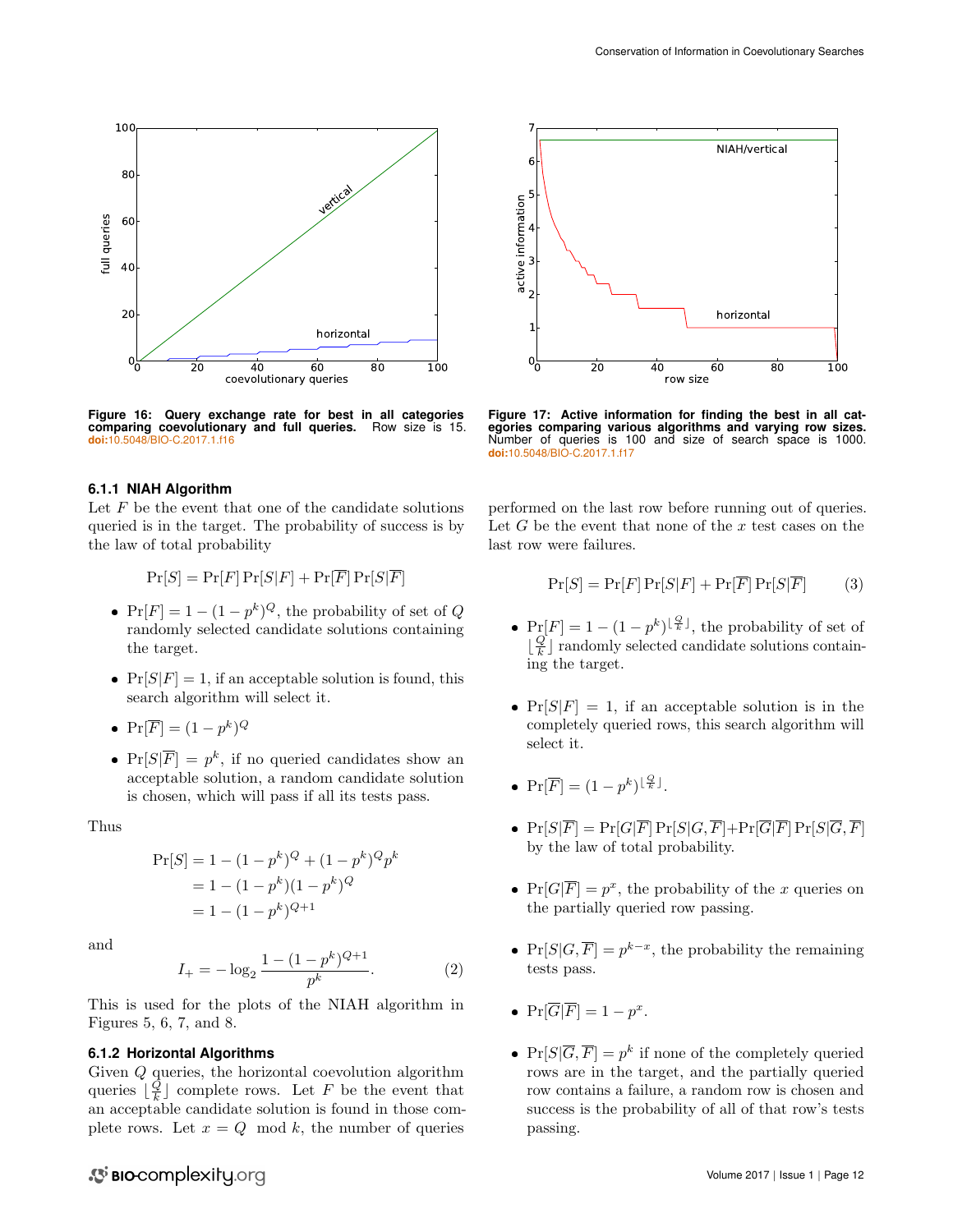**Figure 16: Query exchange rate for best in all categories comparing coevolutionary and full queries.** Row size is 15. doi:10.5048/BIO-C.2017.1.f16

**Figure 17: Active information for finding the best in all categories comparing various algorithms and varying row sizes.** Number of queries is 100 and size of search space is 1000. doi:10.5048/BIO-C.2017.1.f17

### 6.1.1 NIAH Algorithm

Let $F$ be the event that one of the candidate solutions queried is in the target. The probability of success is by the law of total probability

$$\Pr[S] = \Pr[F]\Pr[S|F] + \Pr[\overline{F}]\Pr[S|\overline{F}]$$

- $\Pr[F] = 1 - (1-p^k)^Q$, the probability of set of $Q$ randomly selected candidate solutions containing the target.
- $\Pr[S|F] = 1$, if an acceptable solution is found, this search algorithm will select it.
- $\Pr[\overline{F}] = (1-p^k)^Q$
- $\Pr[S|\overline{F}] = p^k$, if no queried candidates show an acceptable solution, a random candidate solution is chosen, which will pass if all its tests pass.

Thus

$$\begin{aligned}
\Pr[S] &= 1 - (1-p^k)^Q + (1-p^k)^Q p^k \\
&= 1 - (1-p^k)(1-p^k)^Q \\
&= 1 - (1-p^k)^{Q+1}
\end{aligned}$$

and

$$I_+ = -\log_2 \frac{1-(1-p^k)^{Q+1}}{p^k}. \tag{2}$$

This is used for the plots of the NIAH algorithm in Figures 5, 6, 7, and 8.

### 6.1.2 Horizontal Algorithms

Given $Q$ queries, the horizontal coevolution algorithm queries $\lfloor \frac{Q}{k} \rfloor$ complete rows. Let $F$ be the event that an acceptable candidate solution is found in those complete rows. Let $x = Q \mod k$, the number of queries performed on the last row before running out of queries. Let $G$ be the event that none of the $x$ test cases on the last row were failures.

$$\Pr[S] = \Pr[F]\Pr[S|F] + \Pr[\overline{F}]\Pr[S|\overline{F}] \tag{3}$$

- $\Pr[F] = 1-(1-p^k)^{\lfloor \frac{Q}{k} \rfloor}$, the probability of set of $\lfloor \frac{Q}{k} \rfloor$ randomly selected candidate solutions containing the target.
- $\Pr[S|F] = 1$, if an acceptable solution is in the completely queried rows, this search algorithm will select it.
- $\Pr[\overline{F}] = (1-p^k)^{\lfloor \frac{Q}{k} \rfloor}$.
- $\Pr[S|\overline{F}] = \Pr[G|\overline{F}]\Pr[S|G,\overline{F}] + \Pr[\overline{G}|\overline{F}]\Pr[S|\overline{G},\overline{F}]$ by the law of total probability.
- $\Pr[G|\overline{F}] = p^x$, the probability of the $x$ queries on the partially queried row passing.
- $\Pr[S|G,\overline{F}] = p^{k-x}$, the probability the remaining tests pass.
- $\Pr[\overline{G}|\overline{F}] = 1 - p^x$.
- $\Pr[S|\overline{G},\overline{F}] = p^k$ if none of the completely queried rows are in the target, and the partially queried row contains a failure, a random row is chosen and success is the probability of all of that row's tests passing.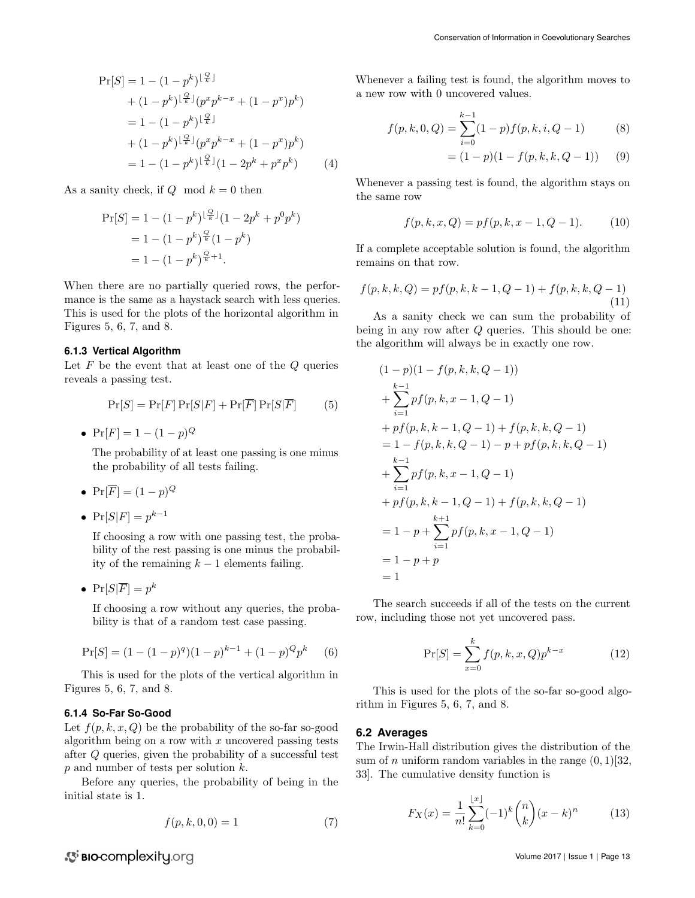$$
\begin{aligned}
\Pr[S] &= 1 - (1-p^k)^{\lfloor \frac{Q}{k} \rfloor} \\
&+ (1-p^k)^{\lfloor \frac{Q}{k} \rfloor}(p^x p^{k-x} + (1-p^x)p^k) \\
&= 1 - (1-p^k)^{\lfloor \frac{Q}{k} \rfloor} \\
&+ (1-p^k)^{\lfloor \frac{Q}{k} \rfloor}(p^x p^{k-x} + (1-p^x)p^k) \\
&= 1 - (1-p^k)^{\lfloor \frac{Q}{k} \rfloor}(1 - 2p^k + p^x p^k) \qquad (4)
\end{aligned}
$$

As a sanity check, if $Q \mod k = 0$ then

$$
\begin{aligned}
\Pr[S] &= 1 - (1-p^k)^{\lfloor \frac{Q}{k} \rfloor}(1 - 2p^k + p^0 p^k) \\
&= 1 - (1-p^k)^{\frac{Q}{k}}(1-p^k) \\
&= 1 - (1-p^k)^{\frac{Q}{k}+1}.
\end{aligned}
$$

When there are no partially queried rows, the performance is the same as a haystack search with less queries. This is used for the plots of the horizontal algorithm in Figures 5, 6, 7, and 8.

### 6.1.3 Vertical Algorithm

Let $F$ be the event that at least one of the $Q$ queries reveals a passing test.

$$
\Pr[S] = \Pr[F]\Pr[S|F] + \Pr[\overline{F}]\Pr[S|\overline{F}] \qquad (5)
$$

- $\Pr[F] = 1 - (1-p)^Q$

  The probability of at least one passing is one minus the probability of all tests failing.

- $\Pr[\overline{F}] = (1-p)^Q$

- $\Pr[S|F] = p^{k-1}$

  If choosing a row with one passing test, the probability of the rest passing is one minus the probability of the remaining $k-1$ elements failing.

- $\Pr[S|\overline{F}] = p^k$

  If choosing a row without any queries, the probability is that of a random test case passing.

$$
\Pr[S] = (1 - (1-p)^q)(1-p)^{k-1} + (1-p)^Q p^k \qquad (6)
$$

This is used for the plots of the vertical algorithm in Figures 5, 6, 7, and 8.

### 6.1.4 So-Far So-Good

Let $f(p, k, x, Q)$ be the probability of the so-far so-good algorithm being on a row with $x$ uncovered passing tests after $Q$ queries, given the probability of a successful test $p$ and number of tests per solution $k$.

Before any queries, the probability of being in the initial state is 1.

$$
f(p, k, 0, 0) = 1 \qquad (7)
$$

Whenever a failing test is found, the algorithm moves to a new row with 0 uncovered values.

$$
\begin{aligned}
f(p, k, 0, Q) &= \sum_{i=0}^{k-1}(1-p)f(p, k, i, Q-1) \qquad (8) \\
&= (1-p)(1 - f(p, k, k, Q-1)) \qquad (9)
\end{aligned}
$$

Whenever a passing test is found, the algorithm stays on the same row

$$
f(p, k, x, Q) = pf(p, k, x-1, Q-1). \qquad (10)
$$

If a complete acceptable solution is found, the algorithm remains on that row.

$$
f(p, k, k, Q) = pf(p, k, k-1, Q-1) + f(p, k, k, Q-1) \qquad (11)
$$

As a sanity check we can sum the probability of being in any row after $Q$ queries. This should be one: the algorithm will always be in exactly one row.

$$
\begin{aligned}
&(1-p)(1 - f(p, k, k, Q-1)) \\
&+ \sum_{i=1}^{k-1} pf(p, k, x-1, Q-1) \\
&+ pf(p, k, k-1, Q-1) + f(p, k, k, Q-1) \\
&= 1 - f(p, k, k, Q-1) - p + pf(p, k, k, Q-1) \\
&+ \sum_{i=1}^{k-1} pf(p, k, x-1, Q-1) \\
&+ pf(p, k, k-1, Q-1) + f(p, k, k, Q-1) \\
&= 1 - p + \sum_{i=1}^{k+1} pf(p, k, x-1, Q-1) \\
&= 1 - p + p \\
&= 1
\end{aligned}
$$

The search succeeds if all of the tests on the current row, including those not yet uncovered pass.

$$
\Pr[S] = \sum_{x=0}^{k} f(p, k, x, Q)p^{k-x} \qquad (12)
$$

This is used for the plots of the so-far so-good algorithm in Figures 5, 6, 7, and 8.

## 6.2 Averages

The Irwin-Hall distribution gives the distribution of the sum of $n$ uniform random variables in the range $(0, 1)$[32, 33]. The cumulative density function is

$$
F_X(x) = \frac{1}{n!}\sum_{k=0}^{\lfloor x \rfloor}(-1)^k \binom{n}{k}(x-k)^n \qquad (13)
$$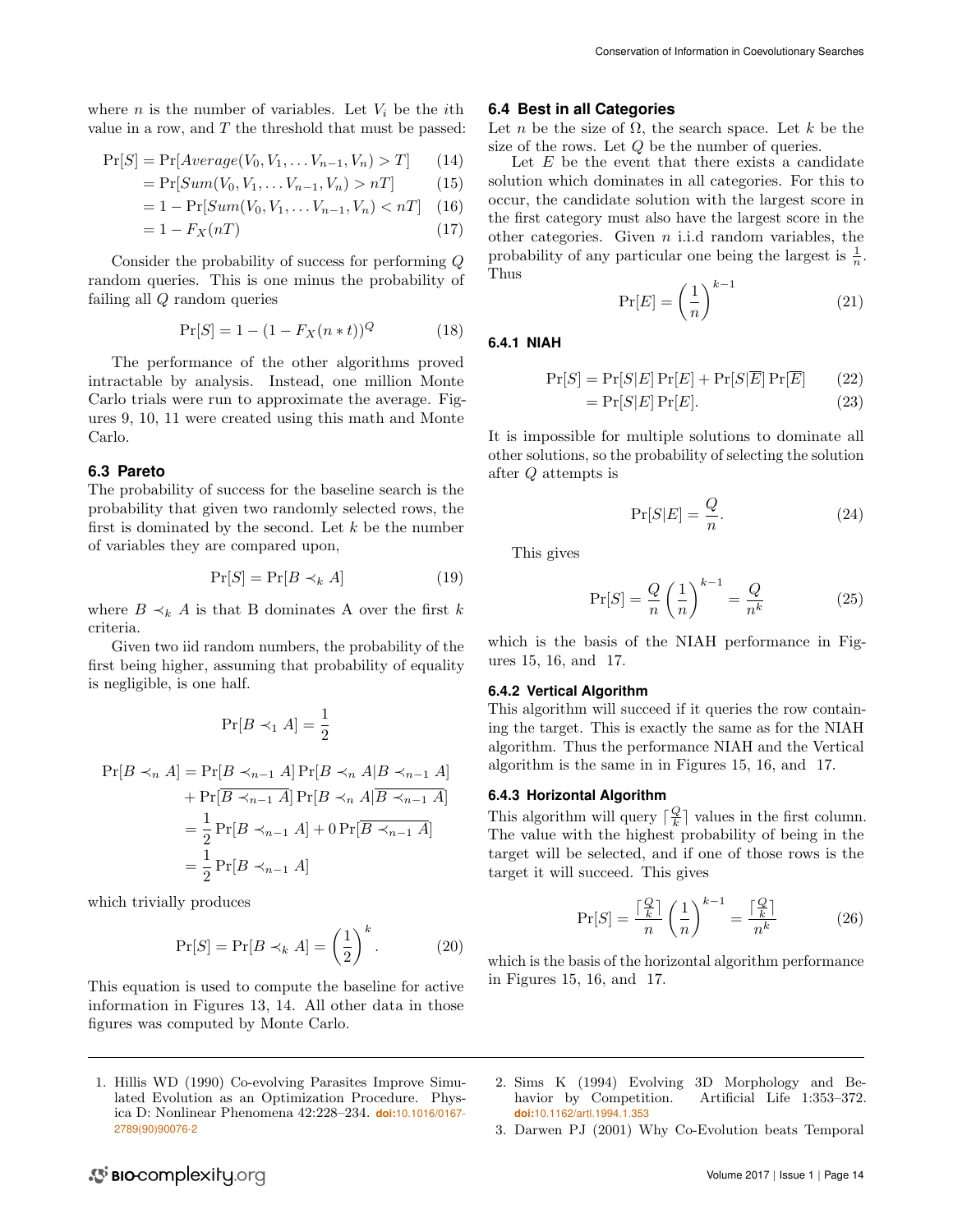where $n$ is the number of variables. Let $V_i$ be the $i$th value in a row, and $T$ the threshold that must be passed:

$$\Pr[S] = \Pr[Average(V_0, V_1, \ldots V_{n-1}, V_n) > T] \quad (14)$$
$$= \Pr[Sum(V_0, V_1, \ldots V_{n-1}, V_n) > nT] \quad (15)$$
$$= 1 - \Pr[Sum(V_0, V_1, \ldots V_{n-1}, V_n) < nT] \quad (16)$$
$$= 1 - F_X(nT) \quad (17)$$

Consider the probability of success for performing $Q$ random queries. This is one minus the probability of failing all $Q$ random queries

$$\Pr[S] = 1 - (1 - F_X(n * t))^Q \quad (18)$$

The performance of the other algorithms proved intractable by analysis. Instead, one million Monte Carlo trials were run to approximate the average. Figures 9, 10, 11 were created using this math and Monte Carlo.

### 6.3 Pareto

The probability of success for the baseline search is the probability that given two randomly selected rows, the first is dominated by the second. Let $k$ be the number of variables they are compared upon,

$$\Pr[S] = \Pr[B \prec_k A] \quad (19)$$

where $B \prec_k A$ is that B dominates A over the first $k$ criteria.

Given two iid random numbers, the probability of the first being higher, assuming that probability of equality is negligible, is one half.

$$\Pr[B \prec_1 A] = \frac{1}{2}$$

$$\begin{aligned}
\Pr[B \prec_n A] &= \Pr[B \prec_{n-1} A] \Pr[B \prec_n A | B \prec_{n-1} A] \\
&\quad + \Pr[\overline{B \prec_{n-1} A}] \Pr[B \prec_n A | \overline{B \prec_{n-1} A}] \\
&= \frac{1}{2} \Pr[B \prec_{n-1} A] + 0 \Pr[\overline{B \prec_{n-1} A}] \\
&= \frac{1}{2} \Pr[B \prec_{n-1} A]
\end{aligned}$$

which trivially produces

$$\Pr[S] = \Pr[B \prec_k A] = \left(\frac{1}{2}\right)^k. \quad (20)$$

This equation is used to compute the baseline for active information in Figures 13, 14. All other data in those figures was computed by Monte Carlo.

### 6.4 Best in all Categories

Let $n$ be the size of $\Omega$, the search space. Let $k$ be the size of the rows. Let $Q$ be the number of queries.

Let $E$ be the event that there exists a candidate solution which dominates in all categories. For this to occur, the candidate solution with the largest score in the first category must also have the largest score in the other categories. Given $n$ i.i.d random variables, the probability of any particular one being the largest is $\frac{1}{n}$. Thus

$$\Pr[E] = \left(\frac{1}{n}\right)^{k-1} \quad (21)$$

#### 6.4.1 NIAH

$$\Pr[S] = \Pr[S|E]\Pr[E] + \Pr[S|\overline{E}]\Pr[\overline{E}] \quad (22)$$
$$= \Pr[S|E]\Pr[E]. \quad (23)$$

It is impossible for multiple solutions to dominate all other solutions, so the probability of selecting the solution after $Q$ attempts is

$$\Pr[S|E] = \frac{Q}{n}. \quad (24)$$

This gives

$$\Pr[S] = \frac{Q}{n}\left(\frac{1}{n}\right)^{k-1} = \frac{Q}{n^k} \quad (25)$$

which is the basis of the NIAH performance in Figures 15, 16, and 17.

#### 6.4.2 Vertical Algorithm

This algorithm will succeed if it queries the row containing the target. This is exactly the same as for the NIAH algorithm. Thus the performance NIAH and the Vertical algorithm is the same in in Figures 15, 16, and 17.

#### 6.4.3 Horizontal Algorithm

This algorithm will query $\lceil \frac{Q}{k} \rceil$ values in the first column. The value with the highest probability of being in the target will be selected, and if one of those rows is the target it will succeed. This gives

$$\Pr[S] = \frac{\lceil \frac{Q}{k} \rceil}{n}\left(\frac{1}{n}\right)^{k-1} = \frac{\lceil \frac{Q}{k} \rceil}{n^k} \quad (26)$$

which is the basis of the horizontal algorithm performance in Figures 15, 16, and 17.

---

1. Hillis WD (1990) Co-evolving Parasites Improve Simulated Evolution as an Optimization Procedure. Physica D: Nonlinear Phenomena 42:228–234. doi:10.1016/0167-2789(90)90076-2
2. Sims K (1994) Evolving 3D Morphology and Behavior by Competition. Artificial Life 1:353–372. doi:10.1162/artl.1994.1.353
3. Darwen PJ (2001) Why Co-Evolution beats Temporal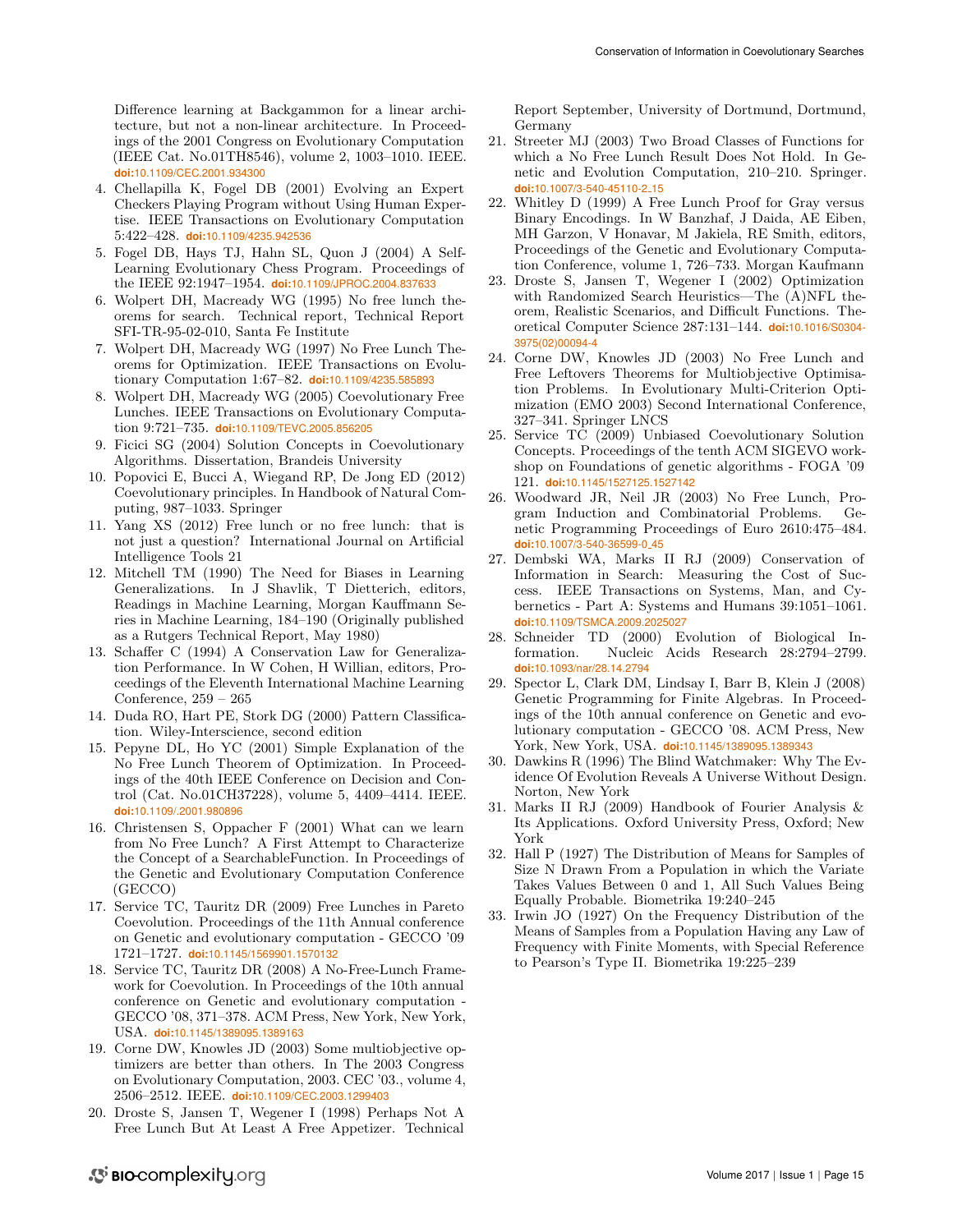Difference learning at Backgammon for a linear architecture, but not a non-linear architecture. In Proceedings of the 2001 Congress on Evolutionary Computation (IEEE Cat. No.01TH8546), volume 2, 1003–1010. IEEE. doi:10.1109/CEC.2001.934300

4. Chellapilla K, Fogel DB (2001) Evolving an Expert Checkers Playing Program without Using Human Expertise. IEEE Transactions on Evolutionary Computation 5:422–428. doi:10.1109/4235.942536
5. Fogel DB, Hays TJ, Hahn SL, Quon J (2004) A Self-Learning Evolutionary Chess Program. Proceedings of the IEEE 92:1947–1954. doi:10.1109/JPROC.2004.837633
6. Wolpert DH, Macready WG (1995) No free lunch theorems for search. Technical report, Technical Report SFI-TR-95-02-010, Santa Fe Institute
7. Wolpert DH, Macready WG (1997) No Free Lunch Theorems for Optimization. IEEE Transactions on Evolutionary Computation 1:67–82. doi:10.1109/4235.585893
8. Wolpert DH, Macready WG (2005) Coevolutionary Free Lunches. IEEE Transactions on Evolutionary Computation 9:721–735. doi:10.1109/TEVC.2005.856205
9. Ficici SG (2004) Solution Concepts in Coevolutionary Algorithms. Dissertation, Brandeis University
10. Popovici E, Bucci A, Wiegand RP, De Jong ED (2012) Coevolutionary principles. In Handbook of Natural Computing, 987–1033. Springer
11. Yang XS (2012) Free lunch or no free lunch: that is not just a question? International Journal on Artificial Intelligence Tools 21
12. Mitchell TM (1990) The Need for Biases in Learning Generalizations. In J Shavlik, T Dietterich, editors, Readings in Machine Learning, Morgan Kauffmann Series in Machine Learning, 184–190 (Originally published as a Rutgers Technical Report, May 1980)
13. Schaffer C (1994) A Conservation Law for Generalization Performance. In W Cohen, H Willian, editors, Proceedings of the Eleventh International Machine Learning Conference, 259 – 265
14. Duda RO, Hart PE, Stork DG (2000) Pattern Classification. Wiley-Interscience, second edition
15. Pepyne DL, Ho YC (2001) Simple Explanation of the No Free Lunch Theorem of Optimization. In Proceedings of the 40th IEEE Conference on Decision and Control (Cat. No.01CH37228), volume 5, 4409–4414. IEEE. doi:10.1109/.2001.980896
16. Christensen S, Oppacher F (2001) What can we learn from No Free Lunch? A First Attempt to Characterize the Concept of a SearchableFunction. In Proceedings of the Genetic and Evolutionary Computation Conference (GECCO)
17. Service TC, Tauritz DR (2009) Free Lunches in Pareto Coevolution. Proceedings of the 11th Annual conference on Genetic and evolutionary computation - GECCO '09 1721–1727. doi:10.1145/1569901.1570132
18. Service TC, Tauritz DR (2008) A No-Free-Lunch Framework for Coevolution. In Proceedings of the 10th annual conference on Genetic and evolutionary computation - GECCO '08, 371–378. ACM Press, New York, New York, USA. doi:10.1145/1389095.1389163
19. Corne DW, Knowles JD (2003) Some multiobjective optimizers are better than others. In The 2003 Congress on Evolutionary Computation, 2003. CEC '03., volume 4, 2506–2512. IEEE. doi:10.1109/CEC.2003.1299403
20. Droste S, Jansen T, Wegener I (1998) Perhaps Not A Free Lunch But At Least A Free Appetizer. Technical Report September, University of Dortmund, Dortmund, Germany
21. Streeter MJ (2003) Two Broad Classes of Functions for which a No Free Lunch Result Does Not Hold. In Genetic and Evolution Computation, 210–210. Springer. doi:10.1007/3-540-45110-2_15
22. Whitley D (1999) A Free Lunch Proof for Gray versus Binary Encodings. In W Banzhaf, J Daida, AE Eiben, MH Garzon, V Honavar, M Jakiela, RE Smith, editors, Proceedings of the Genetic and Evolutionary Computation Conference, volume 1, 726–733. Morgan Kaufmann
23. Droste S, Jansen T, Wegener I (2002) Optimization with Randomized Search Heuristics—The (A)NFL theorem, Realistic Scenarios, and Difficult Functions. Theoretical Computer Science 287:131–144. doi:10.1016/S0304-3975(02)00094-4
24. Corne DW, Knowles JD (2003) No Free Lunch and Free Leftovers Theorems for Multiobjective Optimisation Problems. In Evolutionary Multi-Criterion Optimization (EMO 2003) Second International Conference, 327–341. Springer LNCS
25. Service TC (2009) Unbiased Coevolutionary Solution Concepts. Proceedings of the tenth ACM SIGEVO workshop on Foundations of genetic algorithms - FOGA '09 121. doi:10.1145/1527125.1527142
26. Woodward JR, Neil JR (2003) No Free Lunch, Program Induction and Combinatorial Problems. Genetic Programming Proceedings of Euro 2610:475–484. doi:10.1007/3-540-36599-0_45
27. Dembski WA, Marks II RJ (2009) Conservation of Information in Search: Measuring the Cost of Success. IEEE Transactions on Systems, Man, and Cybernetics - Part A: Systems and Humans 39:1051–1061. doi:10.1109/TSMCA.2009.2025027
28. Schneider TD (2000) Evolution of Biological Information. Nucleic Acids Research 28:2794–2799. doi:10.1093/nar/28.14.2794
29. Spector L, Clark DM, Lindsay I, Barr B, Klein J (2008) Genetic Programming for Finite Algebras. In Proceedings of the 10th annual conference on Genetic and evolutionary computation - GECCO '08. ACM Press, New York, New York, USA. doi:10.1145/1389095.1389343
30. Dawkins R (1996) The Blind Watchmaker: Why The Evidence Of Evolution Reveals A Universe Without Design. Norton, New York
31. Marks II RJ (2009) Handbook of Fourier Analysis & Its Applications. Oxford University Press, Oxford; New York
32. Hall P (1927) The Distribution of Means for Samples of Size N Drawn From a Population in which the Variate Takes Values Between 0 and 1, All Such Values Being Equally Probable. Biometrika 19:240–245
33. Irwin JO (1927) On the Frequency Distribution of the Means of Samples from a Population Having any Law of Frequency with Finite Moments, with Special Reference to Pearson's Type II. Biometrika 19:225–239